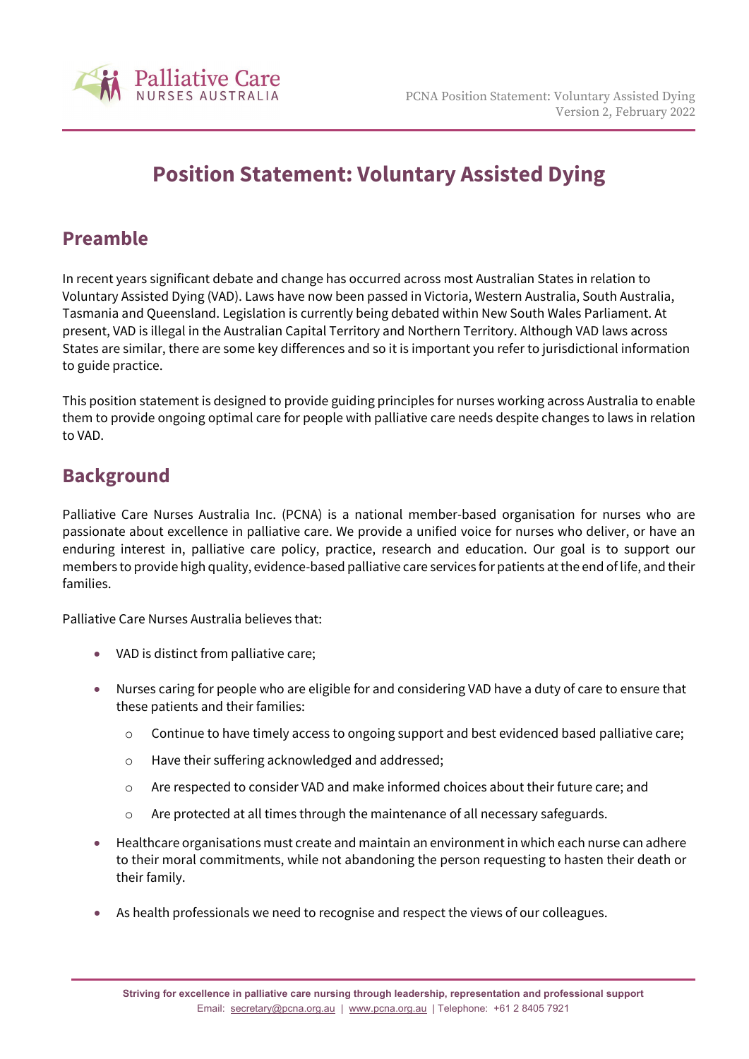# Position Statement: Voluntary Assisted Dying

## Preamble

In recent years significant debate and change has occurred across most Australian States in relation to Voluntary Assisted Dying (VAD). Laws have now been passed in Victoria, Western Australia, South Australia, Tasmania and Queensland. Legislation is currently being debated within New South Wales Parliament. At present, VAD is illegal in the Australian Capital Territory and Northern Territory. Although VAD laws across States are similar, there are some key differences and so it is important you refer to jurisdictional information to guide practice.

This position statement is designed to provide guiding principles for nurses working across Australia to enable them to provide ongoing optimal care for people with palliative care needs despite changes to laws in relation to VAD.

## Background

Palliative Care Nurses Australia Inc. (PCNA) is a national member-based organisation for nurses who are passionate about excellence in palliative care. We provide a unified voice for nurses who deliver, or have an enduring interest in, palliative care policy, practice, research and education. Our goal is to support our members to provide high quality, evidence-based palliative care services for patients at the end of life, and their families.

Palliative Care Nurses Australia believes that:

- VAD is distinct from palliative care;
- Nurses caring for people who are eligible for and considering VAD have a duty of care to ensure that these patients and their families:
  - Continue to have timely access to ongoing support and best evidenced based palliative care;
  - Have their suffering acknowledged and addressed;
  - Are respected to consider VAD and make informed choices about their future care; and
  - Are protected at all times through the maintenance of all necessary safeguards.
- Healthcare organisations must create and maintain an environment in which each nurse can adhere to their moral commitments, while not abandoning the person requesting to hasten their death or their family.
- As health professionals we need to recognise and respect the views of our colleagues.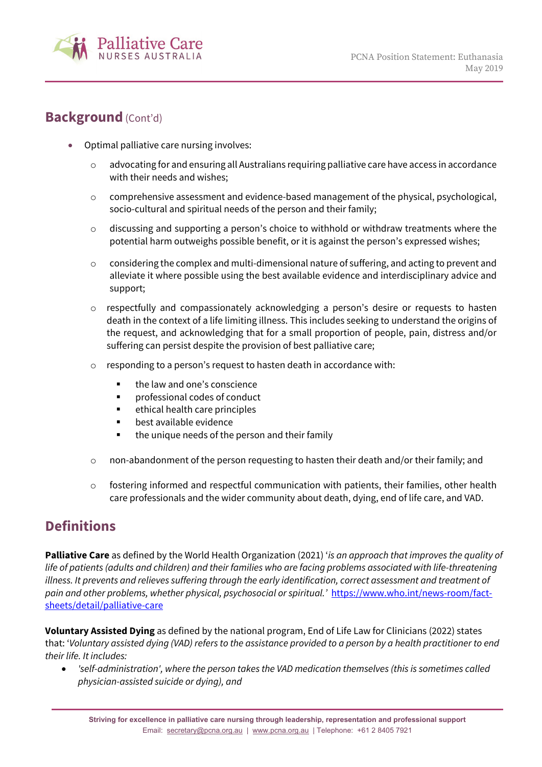## Background (Cont'd)

- Optimal palliative care nursing involves:
  - advocating for and ensuring all Australians requiring palliative care have access in accordance with their needs and wishes;
  - comprehensive assessment and evidence-based management of the physical, psychological, socio-cultural and spiritual needs of the person and their family;
  - discussing and supporting a person's choice to withhold or withdraw treatments where the potential harm outweighs possible benefit, or it is against the person's expressed wishes;
  - considering the complex and multi-dimensional nature of suffering, and acting to prevent and alleviate it where possible using the best available evidence and interdisciplinary advice and support;
  - respectfully and compassionately acknowledging a person's desire or requests to hasten death in the context of a life limiting illness. This includes seeking to understand the origins of the request, and acknowledging that for a small proportion of people, pain, distress and/or suffering can persist despite the provision of best palliative care;
  - responding to a person's request to hasten death in accordance with:
    - the law and one's conscience
    - professional codes of conduct
    - ethical health care principles
    - best available evidence
    - the unique needs of the person and their family
  - non-abandonment of the person requesting to hasten their death and/or their family; and
  - fostering informed and respectful communication with patients, their families, other health care professionals and the wider community about death, dying, end of life care, and VAD.

## Definitions

**Palliative Care** as defined by the World Health Organization (2021) '*is an approach that improves the quality of life of patients (adults and children) and their families who are facing problems associated with life-threatening illness. It prevents and relieves suffering through the early identification, correct assessment and treatment of pain and other problems, whether physical, psychosocial or spiritual.*' https://www.who.int/news-room/fact-sheets/detail/palliative-care

**Voluntary Assisted Dying** as defined by the national program, End of Life Law for Clinicians (2022) states that: '*Voluntary assisted dying (VAD) refers to the assistance provided to a person by a health practitioner to end their life. It includes:*

- *'self-administration', where the person takes the VAD medication themselves (this is sometimes called physician-assisted suicide or dying), and*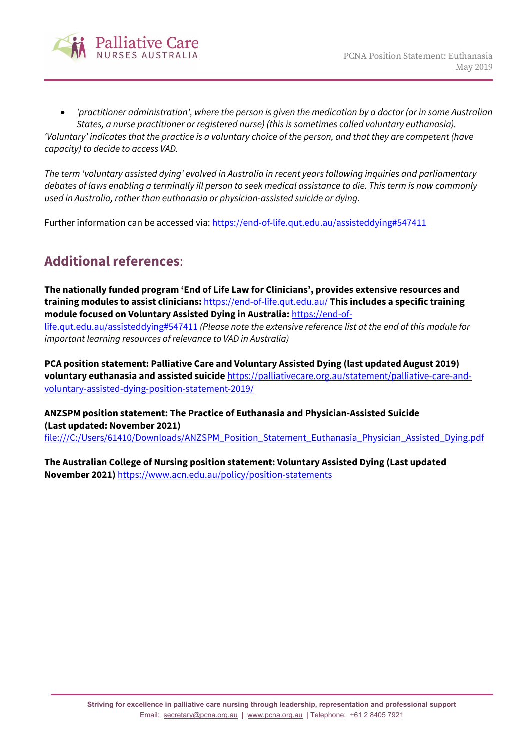- *'practitioner administration', where the person is given the medication by a doctor (or in some Australian States, a nurse practitioner or registered nurse) (this is sometimes called voluntary euthanasia).*

*'Voluntary' indicates that the practice is a voluntary choice of the person, and that they are competent (have capacity) to decide to access VAD.*

*The term 'voluntary assisted dying' evolved in Australia in recent years following inquiries and parliamentary debates of laws enabling a terminally ill person to seek medical assistance to die. This term is now commonly used in Australia, rather than euthanasia or physician-assisted suicide or dying.*

Further information can be accessed via: https://end-of-life.qut.edu.au/assisteddying#547411

## Additional references:

**The nationally funded program 'End of Life Law for Clinicians', provides extensive resources and training modules to assist clinicians:** https://end-of-life.qut.edu.au/ **This includes a specific training module focused on Voluntary Assisted Dying in Australia:** https://end-of-life.qut.edu.au/assisteddying#547411 *(Please note the extensive reference list at the end of this module for important learning resources of relevance to VAD in Australia)*

**PCA position statement: Palliative Care and Voluntary Assisted Dying (last updated August 2019) voluntary euthanasia and assisted suicide** https://palliativecare.org.au/statement/palliative-care-and-voluntary-assisted-dying-position-statement-2019/

**ANZSPM position statement: The Practice of Euthanasia and Physician-Assisted Suicide (Last updated: November 2021)**
file:///C:/Users/61410/Downloads/ANZSPM_Position_Statement_Euthanasia_Physician_Assisted_Dying.pdf

**The Australian College of Nursing position statement: Voluntary Assisted Dying (Last updated November 2021)** https://www.acn.edu.au/policy/position-statements